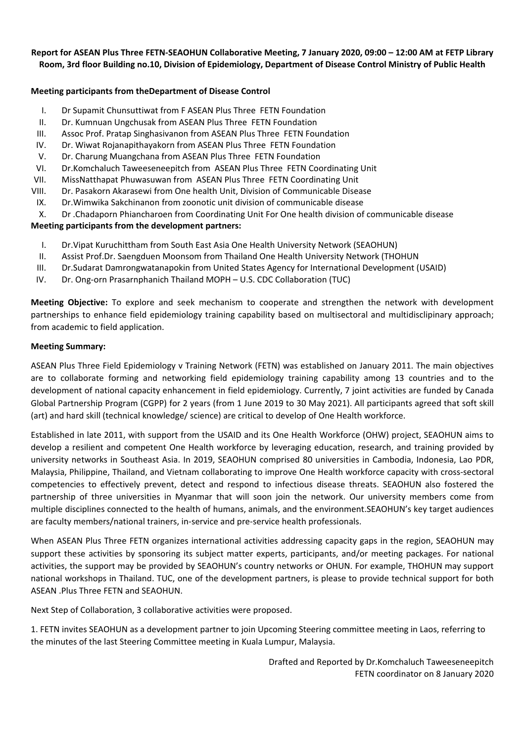**Report for ASEAN Plus Three FETN-SEAOHUN Collaborative Meeting, 7 January 2020, 09:00 – 12:00 AM at FETP Library Room, 3rd floor Building no.10, Division of Epidemiology, Department of Disease Control Ministry of Public Health**

**Meeting participants from theDepartment of Disease Control**

I. Dr Supamit Chunsuttiwat from F ASEAN Plus Three FETN Foundation
II. Dr. Kumnuan Ungchusak from ASEAN Plus Three FETN Foundation
III. Assoc Prof. Pratap Singhasivanon from ASEAN Plus Three FETN Foundation
IV. Dr. Wiwat Rojanapithayakorn from ASEAN Plus Three FETN Foundation
V. Dr. Charung Muangchana from ASEAN Plus Three FETN Foundation
VI. Dr.Komchaluch Taweeseneepitch from ASEAN Plus Three FETN Coordinating Unit
VII. MissNatthapat Phuwasuwan from ASEAN Plus Three FETN Coordinating Unit
VIII. Dr. Pasakorn Akarasewi from One health Unit, Division of Communicable Disease
IX. Dr.Wimwika Sakchinanon from zoonotic unit division of communicable disease
X. Dr .Chadaporn Phiancharoen from Coordinating Unit For One health division of communicable disease

**Meeting participants from the development partners:**

I. Dr.Vipat Kuruchittham from South East Asia One Health University Network (SEAOHUN)
II. Assist Prof.Dr. Saengduen Moonsom from Thailand One Health University Network (THOHUN
III. Dr.Sudarat Damrongwatanapokin from United States Agency for International Development (USAID)
IV. Dr. Ong-orn Prasarnphanich Thailand MOPH – U.S. CDC Collaboration (TUC)

**Meeting Objective:** To explore and seek mechanism to cooperate and strengthen the network with development partnerships to enhance field epidemiology training capability based on multisectoral and multidisclipinary approach; from academic to field application.

**Meeting Summary:**

ASEAN Plus Three Field Epidemiology v Training Network (FETN) was established on January 2011. The main objectives are to collaborate forming and networking field epidemiology training capability among 13 countries and to the development of national capacity enhancement in field epidemiology. Currently, 7 joint activities are funded by Canada Global Partnership Program (CGPP) for 2 years (from 1 June 2019 to 30 May 2021). All participants agreed that soft skill (art) and hard skill (technical knowledge/ science) are critical to develop of One Health workforce.

Established in late 2011, with support from the USAID and its One Health Workforce (OHW) project, SEAOHUN aims to develop a resilient and competent One Health workforce by leveraging education, research, and training provided by university networks in Southeast Asia. In 2019, SEAOHUN comprised 80 universities in Cambodia, Indonesia, Lao PDR, Malaysia, Philippine, Thailand, and Vietnam collaborating to improve One Health workforce capacity with cross-sectoral competencies to effectively prevent, detect and respond to infectious disease threats. SEAOHUN also fostered the partnership of three universities in Myanmar that will soon join the network. Our university members come from multiple disciplines connected to the health of humans, animals, and the environment.SEAOHUN's key target audiences are faculty members/national trainers, in-service and pre-service health professionals.

When ASEAN Plus Three FETN organizes international activities addressing capacity gaps in the region, SEAOHUN may support these activities by sponsoring its subject matter experts, participants, and/or meeting packages. For national activities, the support may be provided by SEAOHUN's country networks or OHUN. For example, THOHUN may support national workshops in Thailand. TUC, one of the development partners, is please to provide technical support for both ASEAN .Plus Three FETN and SEAOHUN.

Next Step of Collaboration, 3 collaborative activities were proposed.

1. FETN invites SEAOHUN as a development partner to join Upcoming Steering committee meeting in Laos, referring to the minutes of the last Steering Committee meeting in Kuala Lumpur, Malaysia.

Drafted and Reported by Dr.Komchaluch Taweeseneepitch
FETN coordinator on 8 January 2020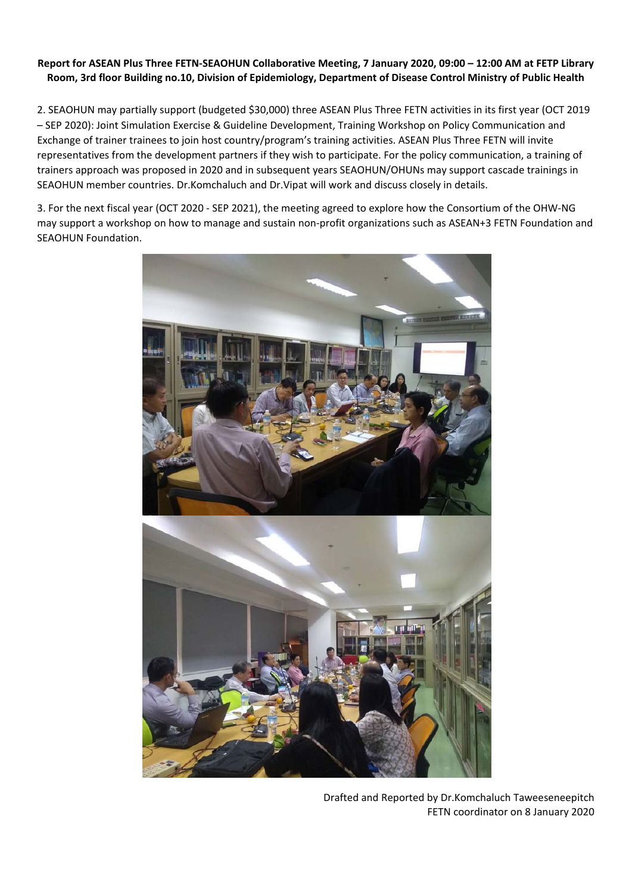**Report for ASEAN Plus Three FETN-SEAOHUN Collaborative Meeting, 7 January 2020, 09:00 – 12:00 AM at FETP Library Room, 3rd floor Building no.10, Division of Epidemiology, Department of Disease Control Ministry of Public Health**

2. SEAOHUN may partially support (budgeted $30,000) three ASEAN Plus Three FETN activities in its first year (OCT 2019 – SEP 2020): Joint Simulation Exercise & Guideline Development, Training Workshop on Policy Communication and Exchange of trainer trainees to join host country/program's training activities. ASEAN Plus Three FETN will invite representatives from the development partners if they wish to participate. For the policy communication, a training of trainers approach was proposed in 2020 and in subsequent years SEAOHUN/OHUNs may support cascade trainings in SEAOHUN member countries. Dr.Komchaluch and Dr.Vipat will work and discuss closely in details.

3. For the next fiscal year (OCT 2020 - SEP 2021), the meeting agreed to explore how the Consortium of the OHW-NG may support a workshop on how to manage and sustain non-profit organizations such as ASEAN+3 FETN Foundation and SEAOHUN Foundation.

Drafted and Reported by Dr.Komchaluch Taweeseneepitch
FETN coordinator on 8 January 2020